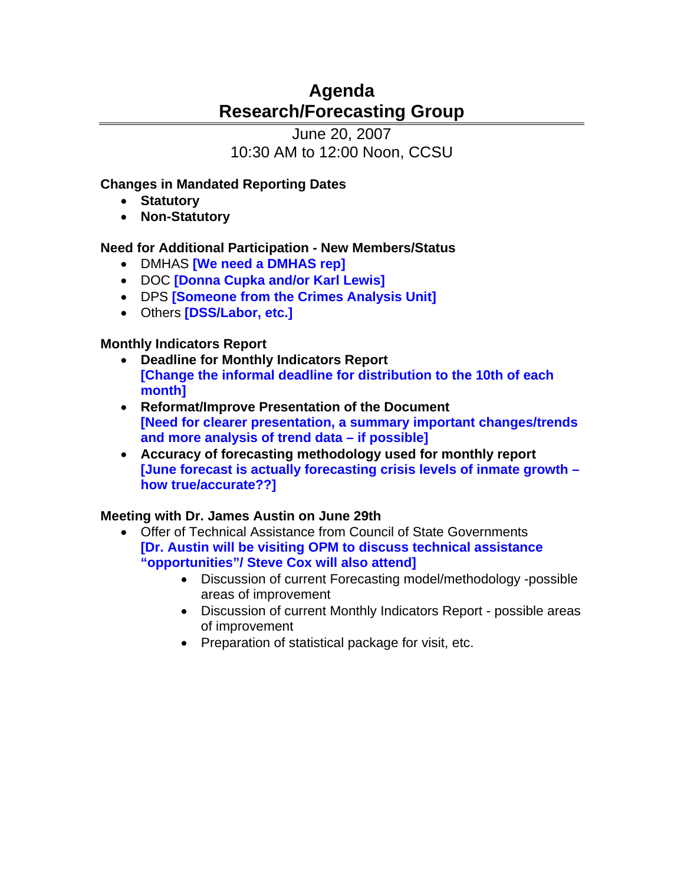# Agenda
# Research/Forecasting Group

June 20, 2007
10:30 AM to 12:00 Noon, CCSU

**Changes in Mandated Reporting Dates**

- **Statutory**
- **Non-Statutory**

**Need for Additional Participation - New Members/Status**

- DMHAS **[We need a DMHAS rep]**
- DOC **[Donna Cupka and/or Karl Lewis]**
- DPS **[Someone from the Crimes Analysis Unit]**
- Others **[DSS/Labor, etc.]**

**Monthly Indicators Report**

- **Deadline for Monthly Indicators Report**
  **[Change the informal deadline for distribution to the 10th of each month]**
- **Reformat/Improve Presentation of the Document**
  **[Need for clearer presentation, a summary important changes/trends and more analysis of trend data – if possible]**
- **Accuracy of forecasting methodology used for monthly report**
  **[June forecast is actually forecasting crisis levels of inmate growth – how true/accurate??]**

**Meeting with Dr. James Austin on June 29th**

- Offer of Technical Assistance from Council of State Governments
  **[Dr. Austin will be visiting OPM to discuss technical assistance "opportunities"/ Steve Cox will also attend]**
    - Discussion of current Forecasting model/methodology -possible areas of improvement
    - Discussion of current Monthly Indicators Report - possible areas of improvement
    - Preparation of statistical package for visit, etc.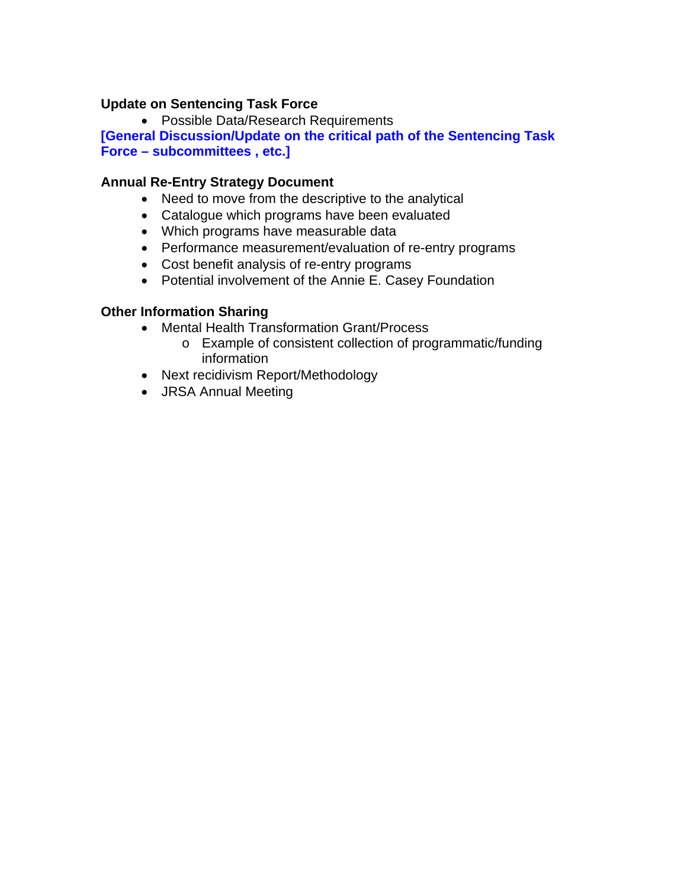**Update on Sentencing Task Force**

- Possible Data/Research Requirements

**[General Discussion/Update on the critical path of the Sentencing Task Force – subcommittees , etc.]**

**Annual Re-Entry Strategy Document**

- Need to move from the descriptive to the analytical
- Catalogue which programs have been evaluated
- Which programs have measurable data
- Performance measurement/evaluation of re-entry programs
- Cost benefit analysis of re-entry programs
- Potential involvement of the Annie E. Casey Foundation

**Other Information Sharing**

- Mental Health Transformation Grant/Process
    - Example of consistent collection of programmatic/funding information
- Next recidivism Report/Methodology
- JRSA Annual Meeting